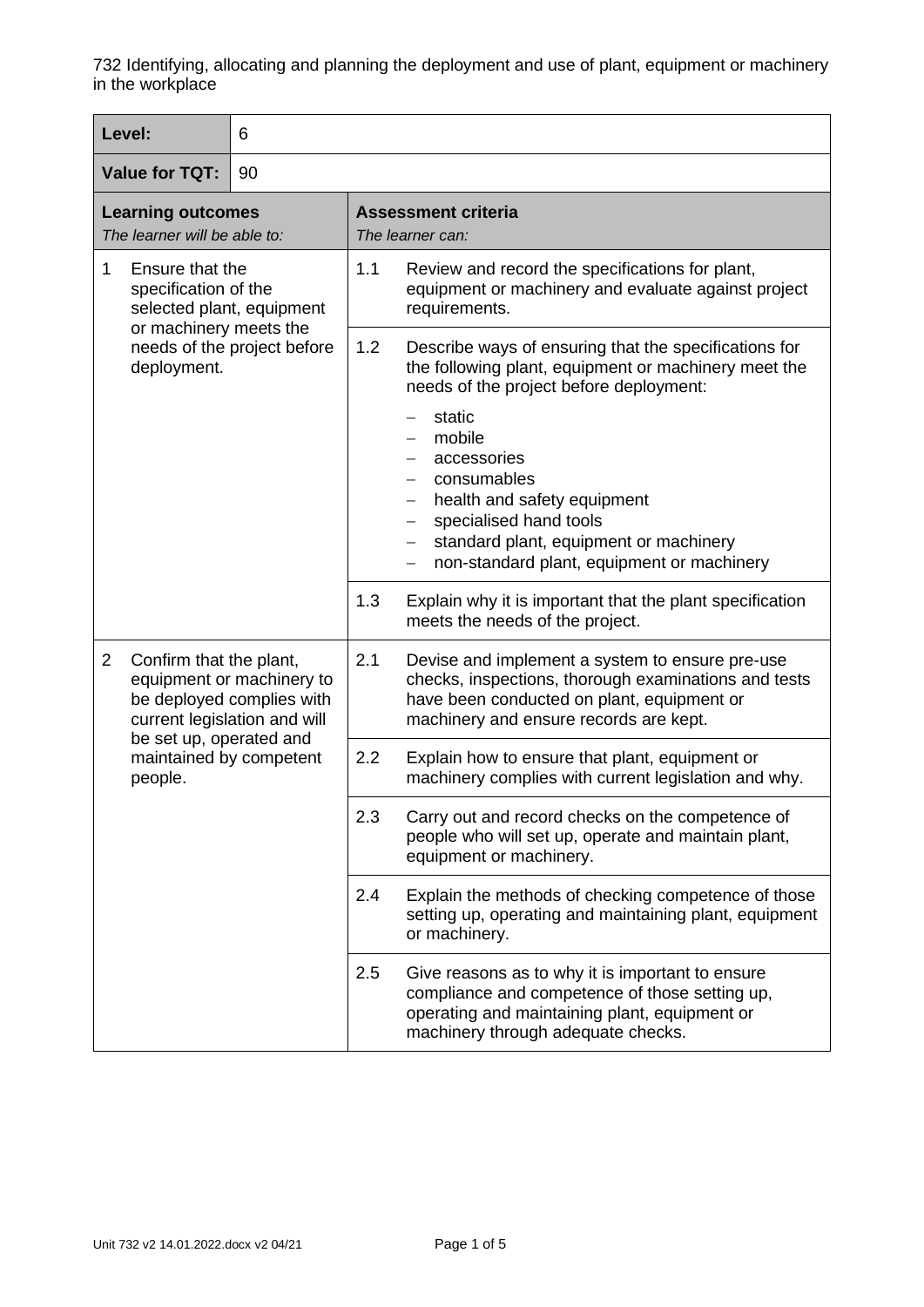732 Identifying, allocating and planning the deployment and use of plant, equipment or machinery in the workplace

| **Level:** | 6 |
|---|---|
| **Value for TQT:** | 90 |

| **Learning outcomes**<br>*The learner will be able to:* | **Assessment criteria**<br>*The learner can:* |
|---|---|
| 1 Ensure that the specification of the selected plant, equipment or machinery meets the needs of the project before deployment. | 1.1 Review and record the specifications for plant, equipment or machinery and evaluate against project requirements. |
| | 1.2 Describe ways of ensuring that the specifications for the following plant, equipment or machinery meet the needs of the project before deployment:<br>– static<br>– mobile<br>– accessories<br>– consumables<br>– health and safety equipment<br>– specialised hand tools<br>– standard plant, equipment or machinery<br>– non-standard plant, equipment or machinery |
| | 1.3 Explain why it is important that the plant specification meets the needs of the project. |
| 2 Confirm that the plant, equipment or machinery to be deployed complies with current legislation and will be set up, operated and maintained by competent people. | 2.1 Devise and implement a system to ensure pre-use checks, inspections, thorough examinations and tests have been conducted on plant, equipment or machinery and ensure records are kept. |
| | 2.2 Explain how to ensure that plant, equipment or machinery complies with current legislation and why. |
| | 2.3 Carry out and record checks on the competence of people who will set up, operate and maintain plant, equipment or machinery. |
| | 2.4 Explain the methods of checking competence of those setting up, operating and maintaining plant, equipment or machinery. |
| | 2.5 Give reasons as to why it is important to ensure compliance and competence of those setting up, operating and maintaining plant, equipment or machinery through adequate checks. |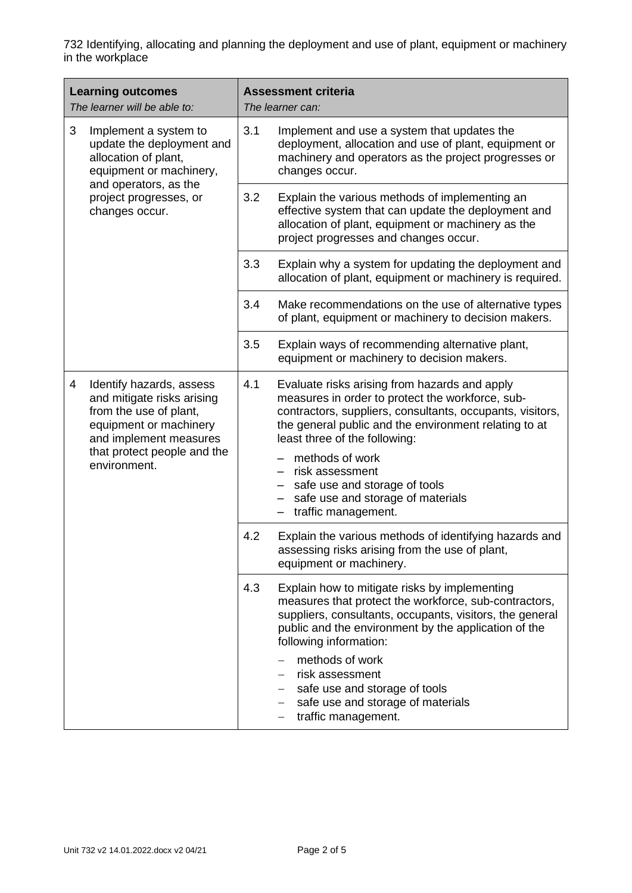732 Identifying, allocating and planning the deployment and use of plant, equipment or machinery in the workplace

| **Learning outcomes**<br>*The learner will be able to:* | **Assessment criteria**<br>*The learner can:* |
|---|---|
| 3 Implement a system to update the deployment and allocation of plant, equipment or machinery, and operators, as the project progresses, or changes occur. | 3.1 Implement and use a system that updates the deployment, allocation and use of plant, equipment or machinery and operators as the project progresses or changes occur. |
| | 3.2 Explain the various methods of implementing an effective system that can update the deployment and allocation of plant, equipment or machinery as the project progresses and changes occur. |
| | 3.3 Explain why a system for updating the deployment and allocation of plant, equipment or machinery is required. |
| | 3.4 Make recommendations on the use of alternative types of plant, equipment or machinery to decision makers. |
| | 3.5 Explain ways of recommending alternative plant, equipment or machinery to decision makers. |
| 4 Identify hazards, assess and mitigate risks arising from the use of plant, equipment or machinery and implement measures that protect people and the environment. | 4.1 Evaluate risks arising from hazards and apply measures in order to protect the workforce, sub-contractors, suppliers, consultants, occupants, visitors, the general public and the environment relating to at least three of the following:<br>– methods of work<br>– risk assessment<br>– safe use and storage of tools<br>– safe use and storage of materials<br>– traffic management. |
| | 4.2 Explain the various methods of identifying hazards and assessing risks arising from the use of plant, equipment or machinery. |
| | 4.3 Explain how to mitigate risks by implementing measures that protect the workforce, sub-contractors, suppliers, consultants, occupants, visitors, the general public and the environment by the application of the following information:<br>– methods of work<br>– risk assessment<br>– safe use and storage of tools<br>– safe use and storage of materials<br>– traffic management. |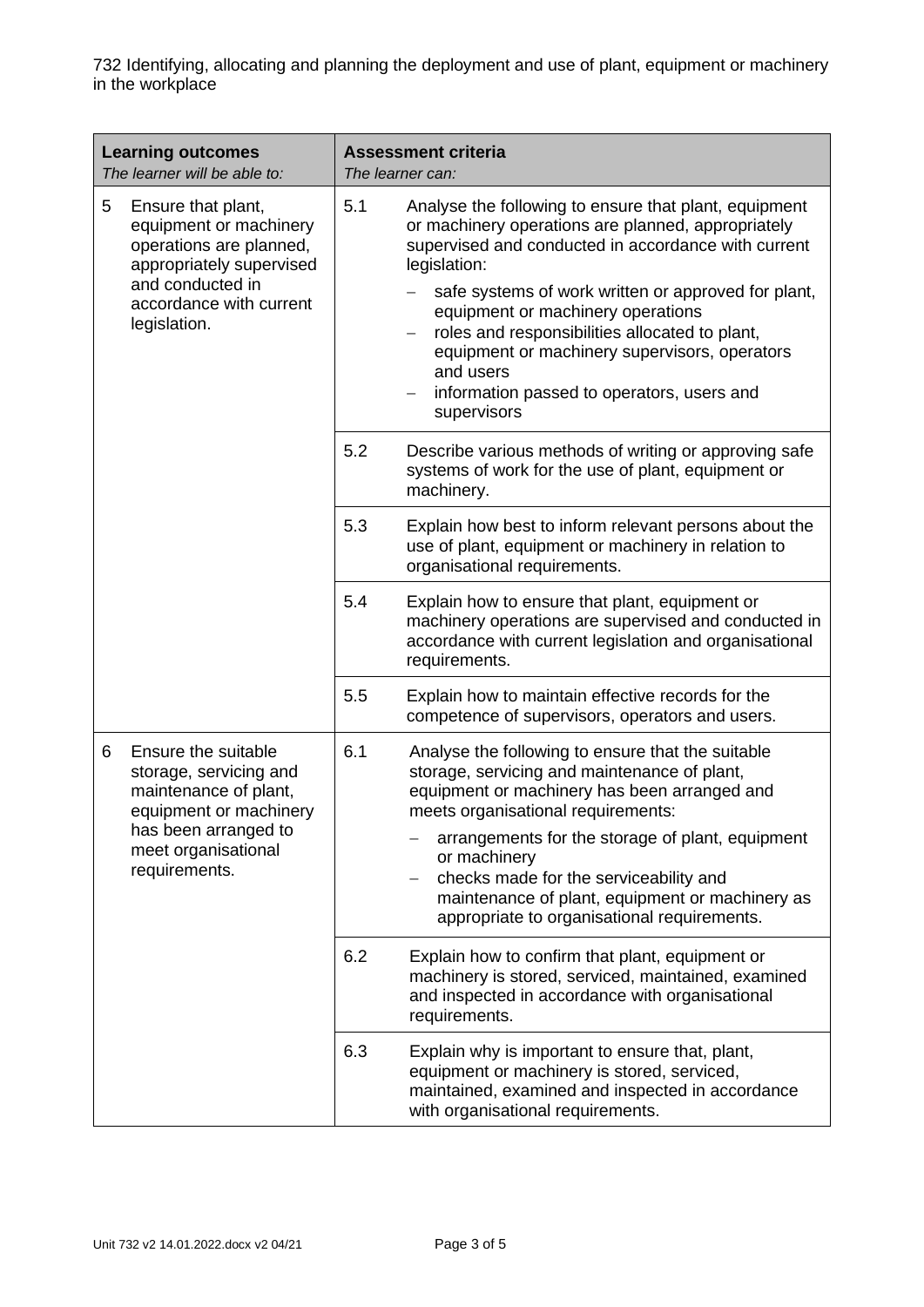732 Identifying, allocating and planning the deployment and use of plant, equipment or machinery in the workplace

| **Learning outcomes** *The learner will be able to:* | **Assessment criteria** *The learner can:* |
|---|---|
| 5 Ensure that plant, equipment or machinery operations are planned, appropriately supervised and conducted in accordance with current legislation. | 5.1 Analyse the following to ensure that plant, equipment or machinery operations are planned, appropriately supervised and conducted in accordance with current legislation: <br> – safe systems of work written or approved for plant, equipment or machinery operations <br> – roles and responsibilities allocated to plant, equipment or machinery supervisors, operators and users <br> – information passed to operators, users and supervisors |
| | 5.2 Describe various methods of writing or approving safe systems of work for the use of plant, equipment or machinery. |
| | 5.3 Explain how best to inform relevant persons about the use of plant, equipment or machinery in relation to organisational requirements. |
| | 5.4 Explain how to ensure that plant, equipment or machinery operations are supervised and conducted in accordance with current legislation and organisational requirements. |
| | 5.5 Explain how to maintain effective records for the competence of supervisors, operators and users. |
| 6 Ensure the suitable storage, servicing and maintenance of plant, equipment or machinery has been arranged to meet organisational requirements. | 6.1 Analyse the following to ensure that the suitable storage, servicing and maintenance of plant, equipment or machinery has been arranged and meets organisational requirements: <br> – arrangements for the storage of plant, equipment or machinery <br> – checks made for the serviceability and maintenance of plant, equipment or machinery as appropriate to organisational requirements. |
| | 6.2 Explain how to confirm that plant, equipment or machinery is stored, serviced, maintained, examined and inspected in accordance with organisational requirements. |
| | 6.3 Explain why is important to ensure that, plant, equipment or machinery is stored, serviced, maintained, examined and inspected in accordance with organisational requirements. |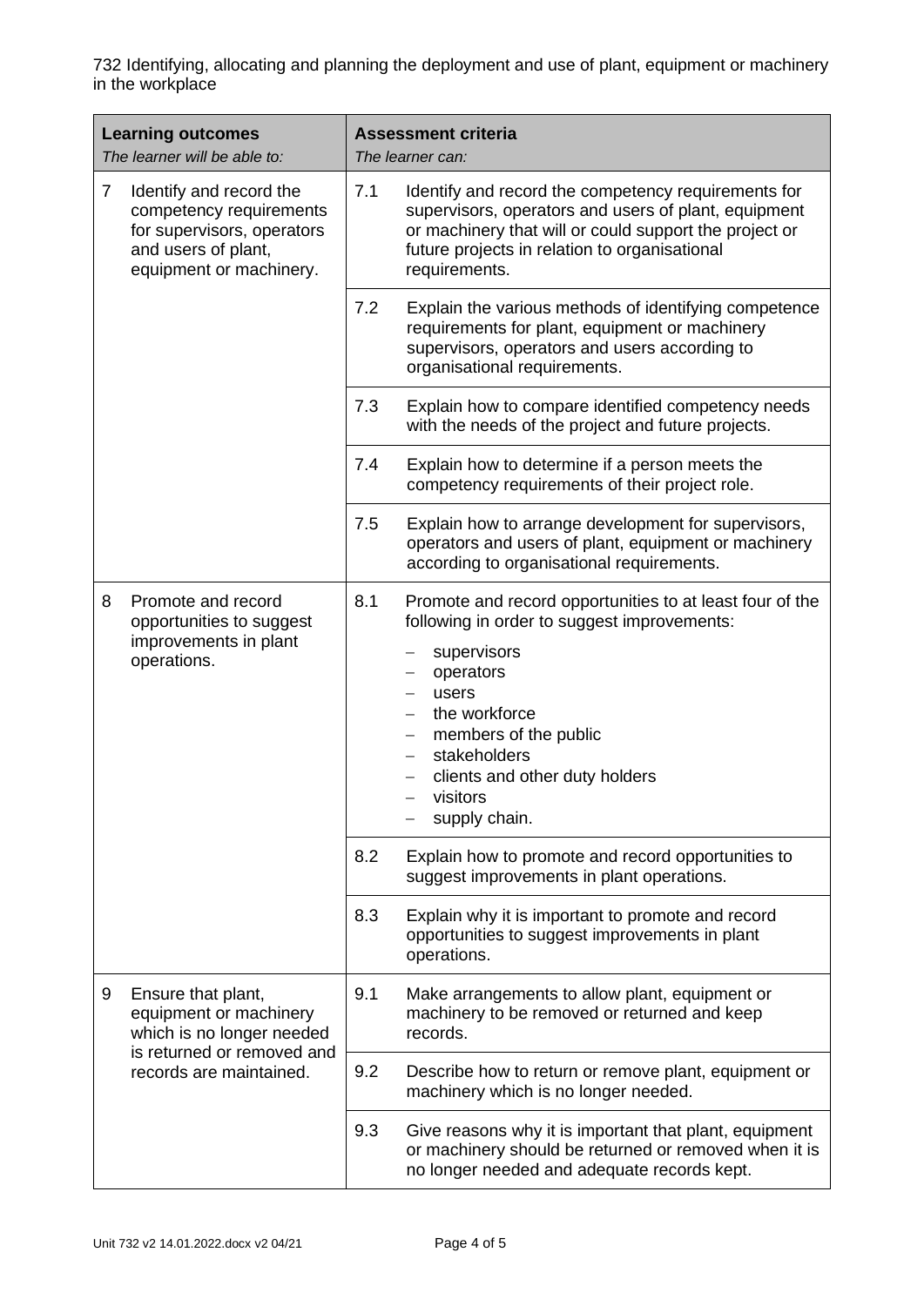732 Identifying, allocating and planning the deployment and use of plant, equipment or machinery in the workplace

| **Learning outcomes**<br>*The learner will be able to:* | **Assessment criteria**<br>*The learner can:* |
|---|---|
| 7 Identify and record the competency requirements for supervisors, operators and users of plant, equipment or machinery. | 7.1 Identify and record the competency requirements for supervisors, operators and users of plant, equipment or machinery that will or could support the project or future projects in relation to organisational requirements. |
| | 7.2 Explain the various methods of identifying competence requirements for plant, equipment or machinery supervisors, operators and users according to organisational requirements. |
| | 7.3 Explain how to compare identified competency needs with the needs of the project and future projects. |
| | 7.4 Explain how to determine if a person meets the competency requirements of their project role. |
| | 7.5 Explain how to arrange development for supervisors, operators and users of plant, equipment or machinery according to organisational requirements. |
| 8 Promote and record opportunities to suggest improvements in plant operations. | 8.1 Promote and record opportunities to at least four of the following in order to suggest improvements:<br>– supervisors<br>– operators<br>– users<br>– the workforce<br>– members of the public<br>– stakeholders<br>– clients and other duty holders<br>– visitors<br>– supply chain. |
| | 8.2 Explain how to promote and record opportunities to suggest improvements in plant operations. |
| | 8.3 Explain why it is important to promote and record opportunities to suggest improvements in plant operations. |
| 9 Ensure that plant, equipment or machinery which is no longer needed is returned or removed and records are maintained. | 9.1 Make arrangements to allow plant, equipment or machinery to be removed or returned and keep records. |
| | 9.2 Describe how to return or remove plant, equipment or machinery which is no longer needed. |
| | 9.3 Give reasons why it is important that plant, equipment or machinery should be returned or removed when it is no longer needed and adequate records kept. |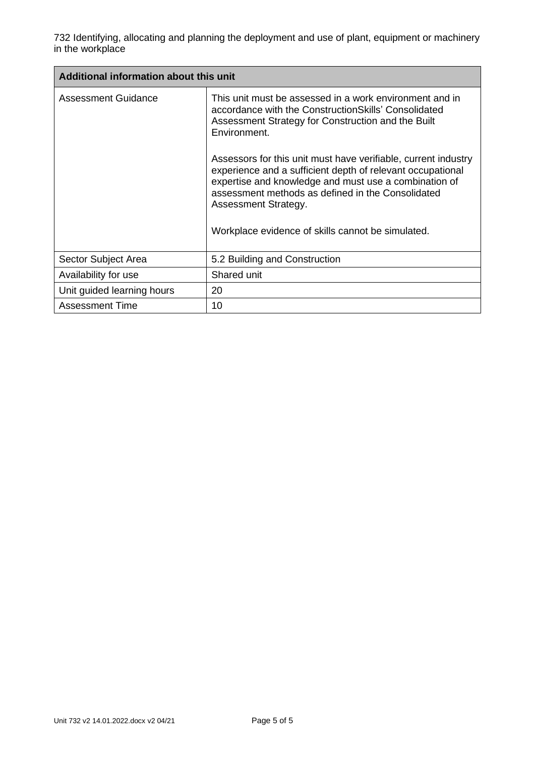| Additional information about this unit | |
|---|---|
| Assessment Guidance | This unit must be assessed in a work environment and in accordance with the ConstructionSkills' Consolidated Assessment Strategy for Construction and the Built Environment.<br><br>Assessors for this unit must have verifiable, current industry experience and a sufficient depth of relevant occupational expertise and knowledge and must use a combination of assessment methods as defined in the Consolidated Assessment Strategy.<br><br>Workplace evidence of skills cannot be simulated. |
| Sector Subject Area | 5.2 Building and Construction |
| Availability for use | Shared unit |
| Unit guided learning hours | 20 |
| Assessment Time | 10 |